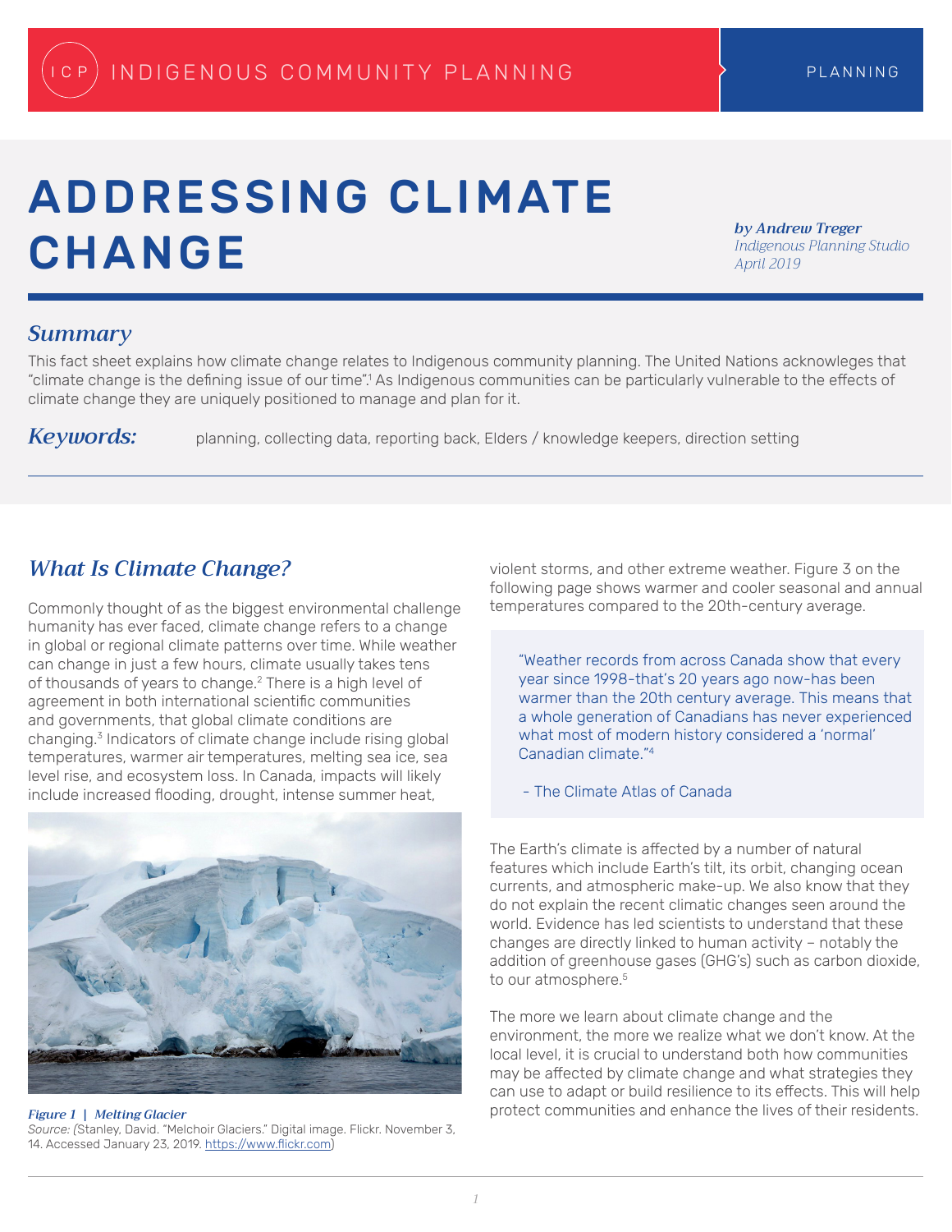INDIGENOUS COMMUNITY PLANNING | PLANNING

# ADDRESSING CLIMATE CHANGE

***by Andrew Treger***
*Indigenous Planning Studio*
*April 2019*

## *Summary*

This fact sheet explains how climate change relates to Indigenous community planning. The United Nations acknowleges that "climate change is the defining issue of our time".[1] As Indigenous communities can be particularly vulnerable to the effects of climate change they are uniquely positioned to manage and plan for it.

***Keywords:*** planning, collecting data, reporting back, Elders / knowledge keepers, direction setting

## *What Is Climate Change?*

Commonly thought of as the biggest environmental challenge humanity has ever faced, climate change refers to a change in global or regional climate patterns over time. While weather can change in just a few hours, climate usually takes tens of thousands of years to change.[2] There is a high level of agreement in both international scientific communities and governments, that global climate conditions are changing.[3] Indicators of climate change include rising global temperatures, warmer air temperatures, melting sea ice, sea level rise, and ecosystem loss. In Canada, impacts will likely include increased flooding, drought, intense summer heat, violent storms, and other extreme weather. Figure 3 on the following page shows warmer and cooler seasonal and annual temperatures compared to the 20th-century average.

*Figure 1 | Melting Glacier*
Source: (Stanley, David. "Melchoir Glaciers." Digital image. Flickr. November 3, 14. Accessed January 23, 2019. https://www.flickr.com)

> "Weather records from across Canada show that every year since 1998-that's 20 years ago now-has been warmer than the 20th century average. This means that a whole generation of Canadians has never experienced what most of modern history considered a 'normal' Canadian climate."[4]
>
> \- The Climate Atlas of Canada

The Earth's climate is affected by a number of natural features which include Earth's tilt, its orbit, changing ocean currents, and atmospheric make-up. We also know that they do not explain the recent climatic changes seen around the world. Evidence has led scientists to understand that these changes are directly linked to human activity – notably the addition of greenhouse gases (GHG's) such as carbon dioxide, to our atmosphere.[5]

The more we learn about climate change and the environment, the more we realize what we don't know. At the local level, it is crucial to understand both how communities may be affected by climate change and what strategies they can use to adapt or build resilience to its effects. This will help protect communities and enhance the lives of their residents.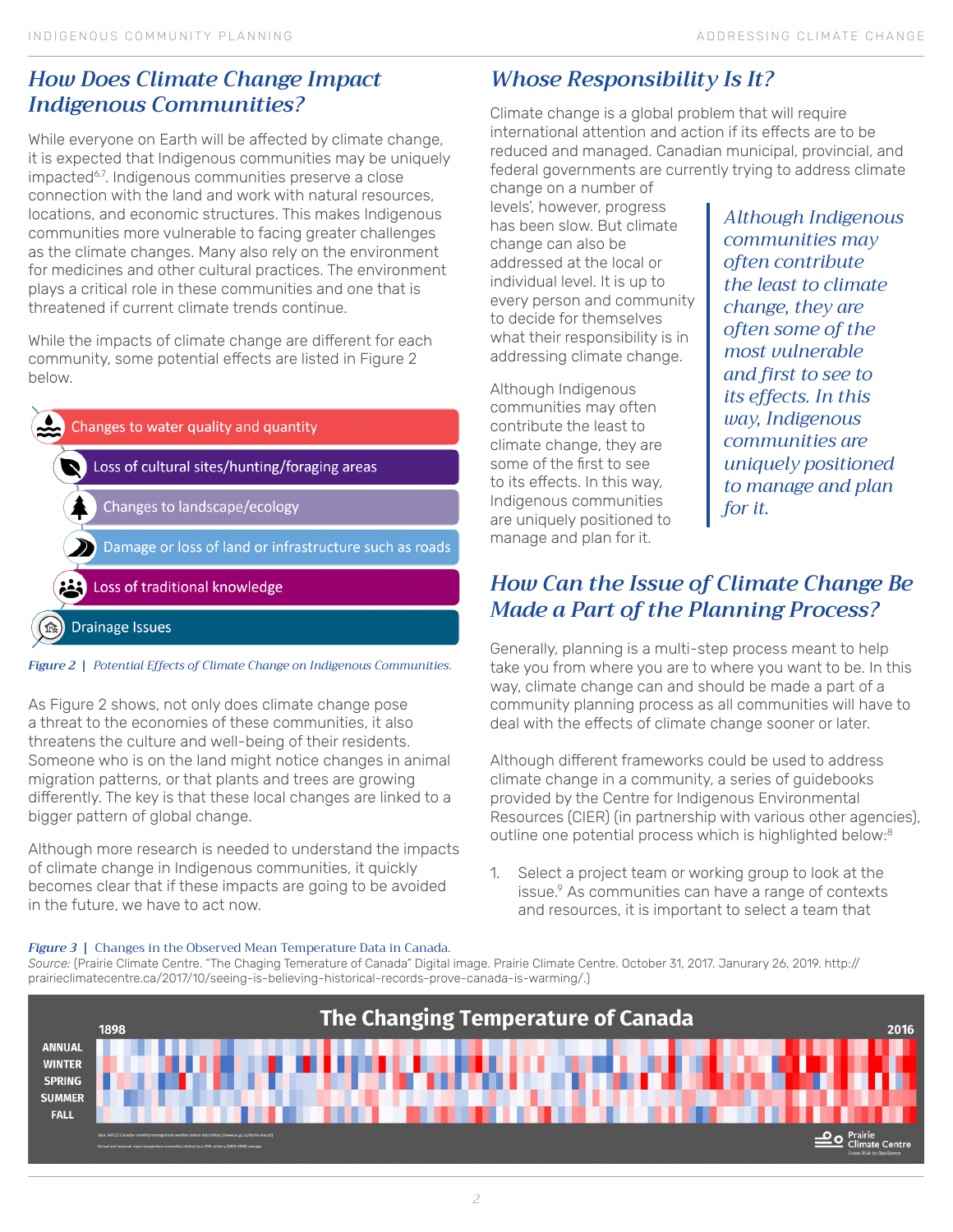## How Does Climate Change Impact Indigenous Communities?

While everyone on Earth will be affected by climate change, it is expected that Indigenous communities may be uniquely impacted[6,7]. Indigenous communities preserve a close connection with the land and work with natural resources, locations, and economic structures. This makes Indigenous communities more vulnerable to facing greater challenges as the climate changes. Many also rely on the environment for medicines and other cultural practices. The environment plays a critical role in these communities and one that is threatened if current climate trends continue.

While the impacts of climate change are different for each community, some potential effects are listed in Figure 2 below.

- Changes to water quality and quantity
- Loss of cultural sites/hunting/foraging areas
- Changes to landscape/ecology
- Damage or loss of land or infrastructure such as roads
- Loss of traditional knowledge
- Drainage Issues

*Figure 2 | Potential Effects of Climate Change on Indigenous Communities.*

As Figure 2 shows, not only does climate change pose a threat to the economies of these communities, it also threatens the culture and well-being of their residents. Someone who is on the land might notice changes in animal migration patterns, or that plants and trees are growing differently. The key is that these local changes are linked to a bigger pattern of global change.

Although more research is needed to understand the impacts of climate change in Indigenous communities, it quickly becomes clear that if these impacts are going to be avoided in the future, we have to act now.

## Whose Responsibility Is It?

Climate change is a global problem that will require international attention and action if its effects are to be reduced and managed. Canadian municipal, provincial, and federal governments are currently trying to address climate change on a number of levels, however, progress has been slow. But climate change can also be addressed at the local or individual level. It is up to every person and community to decide for themselves what their responsibility is in addressing climate change.

Although Indigenous communities may often contribute the least to climate change, they are some of the first to see to its effects. In this way, Indigenous communities are uniquely positioned to manage and plan for it.

> *Although Indigenous communities may often contribute the least to climate change, they are often some of the most vulnerable and first to see to its effects. In this way, Indigenous communities are uniquely positioned to manage and plan for it.*

## How Can the Issue of Climate Change Be Made a Part of the Planning Process?

Generally, planning is a multi-step process meant to help take you from where you are to where you want to be. In this way, climate change can and should be made a part of a community planning process as all communities will have to deal with the effects of climate change sooner or later.

Although different frameworks could be used to address climate change in a community, a series of guidebooks provided by the Centre for Indigenous Environmental Resources (CIER) (in partnership with various other agencies), outline one potential process which is highlighted below:[8]

1. Select a project team or working group to look at the issue.[9] As communities can have a range of contexts and resources, it is important to select a team that

*Figure 3 | Changes in the Observed Mean Temperature Data in Canada.*
*Source:* (Prairie Climate Centre. "The Chaging Temerature of Canada" Digital image. Prairie Climate Centre. October 31, 2017. Janurary 26, 2019. http://prairieclimatecentre.ca/2017/10/seeing-is-believing-historical-records-prove-canada-is-warming/.)

**The Changing Temperature of Canada** (1898 – 2016; rows: Annual, Winter, Spring, Summer, Fall)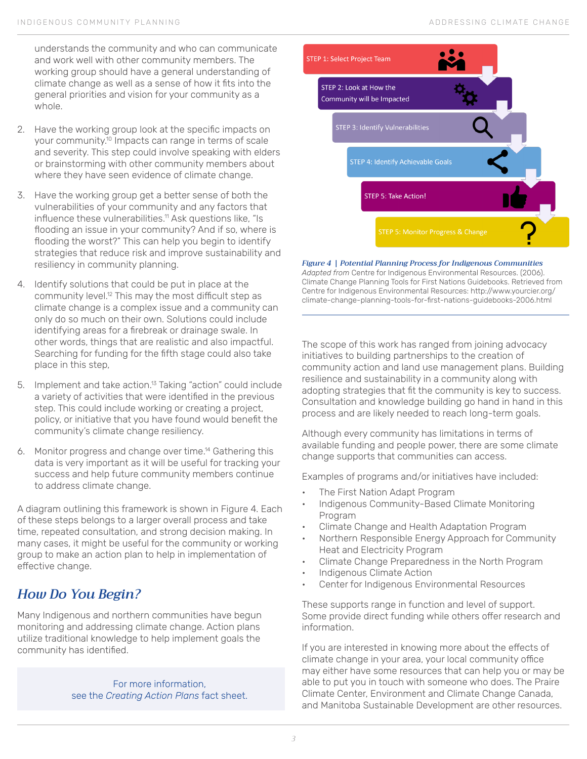understands the community and who can communicate and work well with other community members. The working group should have a general understanding of climate change as well as a sense of how it fits into the general priorities and vision for your community as a whole.

2. Have the working group look at the specific impacts on your community.[10] Impacts can range in terms of scale and severity. This step could involve speaking with elders or brainstorming with other community members about where they have seen evidence of climate change.

3. Have the working group get a better sense of both the vulnerabilities of your community and any factors that influence these vulnerabilities.[11] Ask questions like, "Is flooding an issue in your community? And if so, where is flooding the worst?" This can help you begin to identify strategies that reduce risk and improve sustainability and resiliency in community planning.

4. Identify solutions that could be put in place at the community level.[12] This may the most difficult step as climate change is a complex issue and a community can only do so much on their own. Solutions could include identifying areas for a firebreak or drainage swale. In other words, things that are realistic and also impactful. Searching for funding for the fifth stage could also take place in this step,

5. Implement and take action.[13] Taking "action" could include a variety of activities that were identified in the previous step. This could include working or creating a project, policy, or initiative that you have found would benefit the community's climate change resiliency.

6. Monitor progress and change over time.[14] Gathering this data is very important as it will be useful for tracking your success and help future community members continue to address climate change.

A diagram outlining this framework is shown in Figure 4. Each of these steps belongs to a larger overall process and take time, repeated consultation, and strong decision making. In many cases, it might be useful for the community or working group to make an action plan to help in implementation of effective change.

STEP 1: Select Project Team

STEP 2: Look at How the Community will be Impacted

STEP 3: Identify Vulnerabilities

STEP 4: Identify Achievable Goals

STEP 5: Take Action!

STEP 5: Monitor Progress & Change

*Figure 4 | Potential Planning Process for Indigenous Communities*
*Adapted from* Centre for Indigenous Environmental Resources. (2006). Climate Change Planning Tools for First Nations Guidebooks. Retrieved from Centre for Indigenous Environmental Resources: http://www.yourcier.org/climate-change-planning-tools-for-first-nations-guidebooks-2006.html

## How Do You Begin?

Many Indigenous and northern communities have begun monitoring and addressing climate change. Action plans utilize traditional knowledge to help implement goals the community has identified.

For more information, see the *Creating Action Plans* fact sheet.

The scope of this work has ranged from joining advocacy initiatives to building partnerships to the creation of community action and land use management plans. Building resilience and sustainability in a community along with adopting strategies that fit the community is key to success. Consultation and knowledge building go hand in hand in this process and are likely needed to reach long-term goals.

Although every community has limitations in terms of available funding and people power, there are some climate change supports that communities can access.

Examples of programs and/or initiatives have included:

- The First Nation Adapt Program
- Indigenous Community-Based Climate Monitoring Program
- Climate Change and Health Adaptation Program
- Northern Responsible Energy Approach for Community Heat and Electricity Program
- Climate Change Preparedness in the North Program
- Indigenous Climate Action
- Center for Indigenous Environmental Resources

These supports range in function and level of support. Some provide direct funding while others offer research and information.

If you are interested in knowing more about the effects of climate change in your area, your local community office may either have some resources that can help you or may be able to put you in touch with someone who does. The Praire Climate Center, Environment and Climate Change Canada, and Manitoba Sustainable Development are other resources.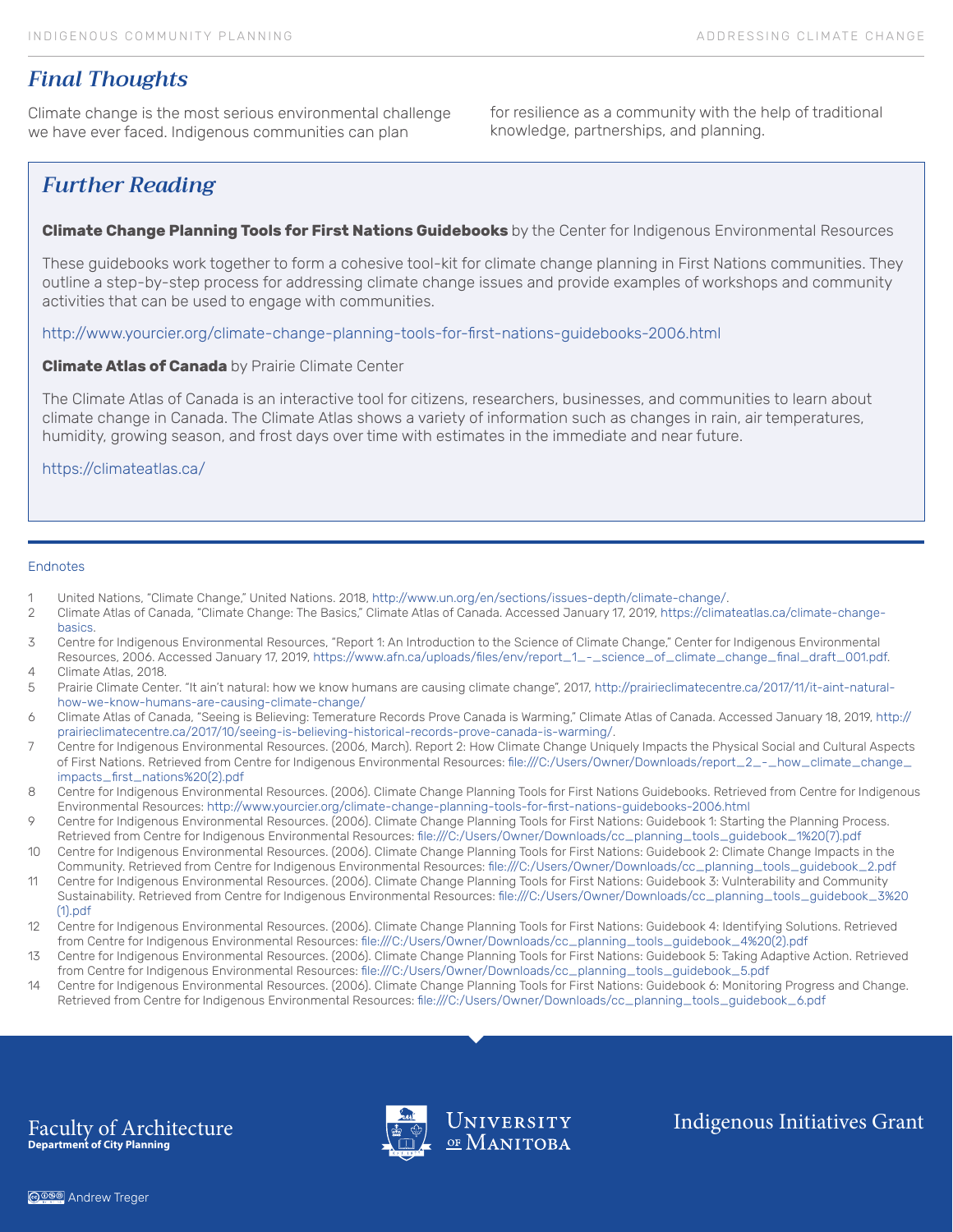## *Final Thoughts*

Climate change is the most serious environmental challenge we have ever faced. Indigenous communities can plan for resilience as a community with the help of traditional knowledge, partnerships, and planning.

## *Further Reading*

**Climate Change Planning Tools for First Nations Guidebooks** by the Center for Indigenous Environmental Resources

These guidebooks work together to form a cohesive tool-kit for climate change planning in First Nations communities. They outline a step-by-step process for addressing climate change issues and provide examples of workshops and community activities that can be used to engage with communities.

http://www.yourcier.org/climate-change-planning-tools-for-first-nations-guidebooks-2006.html

**Climate Atlas of Canada** by Prairie Climate Center

The Climate Atlas of Canada is an interactive tool for citizens, researchers, businesses, and communities to learn about climate change in Canada. The Climate Atlas shows a variety of information such as changes in rain, air temperatures, humidity, growing season, and frost days over time with estimates in the immediate and near future.

https://climateatlas.ca/

Endnotes

1. United Nations, "Climate Change," United Nations. 2018, http://www.un.org/en/sections/issues-depth/climate-change/.
2. Climate Atlas of Canada, "Climate Change: The Basics," Climate Atlas of Canada. Accessed January 17, 2019, https://climateatlas.ca/climate-change-basics.
3. Centre for Indigenous Environmental Resources, "Report 1: An Introduction to the Science of Climate Change," Center for Indigenous Environmental Resources, 2006. Accessed January 17, 2019, https://www.afn.ca/uploads/files/env/report_1_-_science_of_climate_change_final_draft_001.pdf.
4. Climate Atlas, 2018.
5. Prairie Climate Center. "It ain't natural: how we know humans are causing climate change", 2017, http://prairieclimatecentre.ca/2017/11/it-aint-natural-how-we-know-humans-are-causing-climate-change/
6. Climate Atlas of Canada, "Seeing is Believing: Temerature Records Prove Canada is Warming," Climate Atlas of Canada. Accessed January 18, 2019, http://prairieclimatecentre.ca/2017/10/seeing-is-believing-historical-records-prove-canada-is-warming/.
7. Centre for Indigenous Environmental Resources. (2006, March). Report 2: How Climate Change Uniquely Impacts the Physical Social and Cultural Aspects of First Nations. Retrieved from Centre for Indigenous Environmental Resources: file:///C:/Users/Owner/Downloads/report_2_-_how_climate_change_impacts_first_nations%20(2).pdf
8. Centre for Indigenous Environmental Resources. (2006). Climate Change Planning Tools for First Nations Guidebooks. Retrieved from Centre for Indigenous Environmental Resources: http://www.yourcier.org/climate-change-planning-tools-for-first-nations-guidebooks-2006.html
9. Centre for Indigenous Environmental Resources. (2006). Climate Change Planning Tools for First Nations: Guidebook 1: Starting the Planning Process. Retrieved from Centre for Indigenous Environmental Resources: file:///C:/Users/Owner/Downloads/cc_planning_tools_guidebook_1%20(7).pdf
10. Centre for Indigenous Environmental Resources. (2006). Climate Change Planning Tools for First Nations: Guidebook 2: Climate Change Impacts in the Community. Retrieved from Centre for Indigenous Environmental Resources: file:///C:/Users/Owner/Downloads/cc_planning_tools_guidebook_2.pdf
11. Centre for Indigenous Environmental Resources. (2006). Climate Change Planning Tools for First Nations: Guidebook 3: Vulnerability and Community Sustainability. Retrieved from Centre for Indigenous Environmental Resources: file:///C:/Users/Owner/Downloads/cc_planning_tools_guidebook_3%20(1).pdf
12. Centre for Indigenous Environmental Resources. (2006). Climate Change Planning Tools for First Nations: Guidebook 4: Identifying Solutions. Retrieved from Centre for Indigenous Environmental Resources: file:///C:/Users/Owner/Downloads/cc_planning_tools_guidebook_4%20(2).pdf
13. Centre for Indigenous Environmental Resources. (2006). Climate Change Planning Tools for First Nations: Guidebook 5: Taking Adaptive Action. Retrieved from Centre for Indigenous Environmental Resources: file:///C:/Users/Owner/Downloads/cc_planning_tools_guidebook_5.pdf
14. Centre for Indigenous Environmental Resources. (2006). Climate Change Planning Tools for First Nations: Guidebook 6: Monitoring Progress and Change. Retrieved from Centre for Indigenous Environmental Resources: file:///C:/Users/Owner/Downloads/cc_planning_tools_guidebook_6.pdf

Faculty of Architecture
**Department of City Planning**

University of Manitoba

Indigenous Initiatives Grant

Andrew Treger